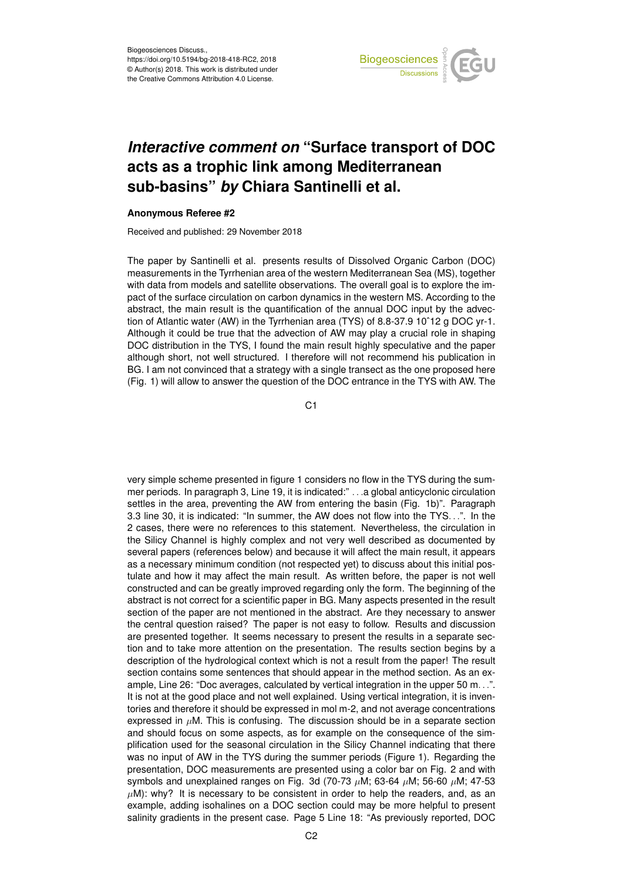# *Interactive comment on* "Surface transport of DOC acts as a trophic link among Mediterranean sub-basins" *by* Chiara Santinelli et al.

**Anonymous Referee #2**

Received and published: 29 November 2018

The paper by Santinelli et al. presents results of Dissolved Organic Carbon (DOC) measurements in the Tyrrhenian area of the western Mediterranean Sea (MS), together with data from models and satellite observations. The overall goal is to explore the impact of the surface circulation on carbon dynamics in the western MS. According to the abstract, the main result is the quantification of the annual DOC input by the advection of Atlantic water (AW) in the Tyrrhenian area (TYS) of 8.8-37.9 10ˆ12 g DOC yr-1. Although it could be true that the advection of AW may play a crucial role in shaping DOC distribution in the TYS, I found the main result highly speculative and the paper although short, not well structured. I therefore will not recommend his publication in BG. I am not convinced that a strategy with a single transect as the one proposed here (Fig. 1) will allow to answer the question of the DOC entrance in the TYS with AW. The very simple scheme presented in figure 1 considers no flow in the TYS during the summer periods. In paragraph 3, Line 19, it is indicated:" . . . a global anticyclonic circulation settles in the area, preventing the AW from entering the basin (Fig. 1b)". Paragraph 3.3 line 30, it is indicated: "In summer, the AW does not flow into the TYS. . .". In the 2 cases, there were no references to this statement. Nevertheless, the circulation in the Silicy Channel is highly complex and not very well described as documented by several papers (references below) and because it will affect the main result, it appears as a necessary minimum condition (not respected yet) to discuss about this initial postulate and how it may affect the main result. As written before, the paper is not well constructed and can be greatly improved regarding only the form. The beginning of the abstract is not correct for a scientific paper in BG. Many aspects presented in the result section of the paper are not mentioned in the abstract. Are they necessary to answer the central question raised? The paper is not easy to follow. Results and discussion are presented together. It seems necessary to present the results in a separate section and to take more attention on the presentation. The results section begins by a description of the hydrological context which is not a result from the paper! The result section contains some sentences that should appear in the method section. As an example, Line 26: "Doc averages, calculated by vertical integration in the upper 50 m. . .". It is not at the good place and not well explained. Using vertical integration, it is inventories and therefore it should be expressed in mol m-2, and not average concentrations expressed in $\mu$M. This is confusing. The discussion should be in a separate section and should focus on some aspects, as for example on the consequence of the simplification used for the seasonal circulation in the Silicy Channel indicating that there was no input of AW in the TYS during the summer periods (Figure 1). Regarding the presentation, DOC measurements are presented using a color bar on Fig. 2 and with symbols and unexplained ranges on Fig. 3d (70-73 $\mu$M; 63-64 $\mu$M; 56-60 $\mu$M; 47-53 $\mu$M): why? It is necessary to be consistent in order to help the readers, and, as an example, adding isohalines on a DOC section could may be more helpful to present salinity gradients in the present case. Page 5 Line 18: "As previously reported, DOC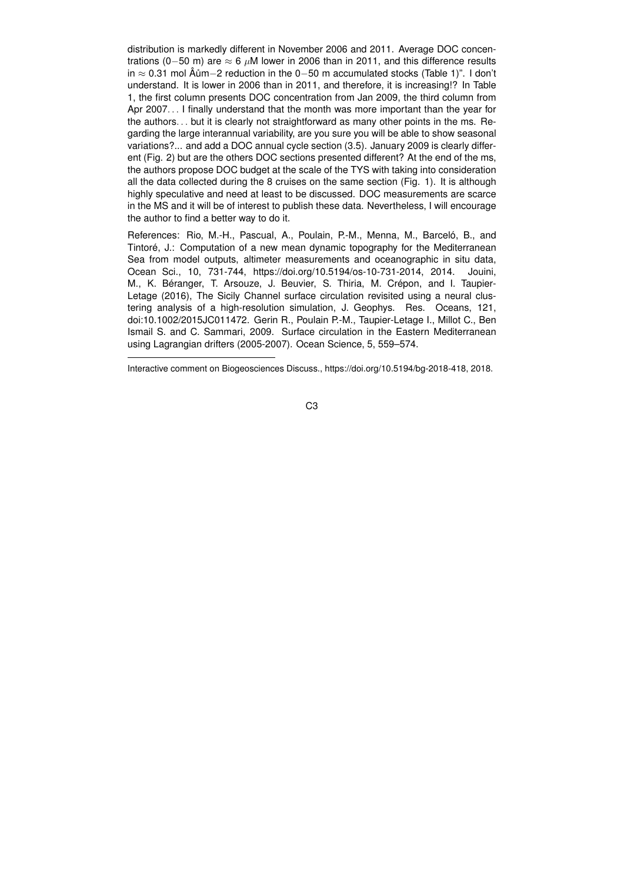distribution is markedly different in November 2006 and 2011. Average DOC concentrations (0−50 m) are ≈ 6 $\mu$M lower in 2006 than in 2011, and this difference results in ≈ 0.31 mol Âům−2 reduction in the 0−50 m accumulated stocks (Table 1)". I don't understand. It is lower in 2006 than in 2011, and therefore, it is increasing!? In Table 1, the first column presents DOC concentration from Jan 2009, the third column from Apr 2007. . . I finally understand that the month was more important than the year for the authors. . . but it is clearly not straightforward as many other points in the ms. Regarding the large interannual variability, are you sure you will be able to show seasonal variations?... and add a DOC annual cycle section (3.5). January 2009 is clearly different (Fig. 2) but are the others DOC sections presented different? At the end of the ms, the authors propose DOC budget at the scale of the TYS with taking into consideration all the data collected during the 8 cruises on the same section (Fig. 1). It is although highly speculative and need at least to be discussed. DOC measurements are scarce in the MS and it will be of interest to publish these data. Nevertheless, I will encourage the author to find a better way to do it.

References: Rio, M.-H., Pascual, A., Poulain, P.-M., Menna, M., Barceló, B., and Tintoré, J.: Computation of a new mean dynamic topography for the Mediterranean Sea from model outputs, altimeter measurements and oceanographic in situ data, Ocean Sci., 10, 731-744, https://doi.org/10.5194/os-10-731-2014, 2014. Jouini, M., K. Béranger, T. Arsouze, J. Beuvier, S. Thiria, M. Crépon, and I. Taupier-Letage (2016), The Sicily Channel surface circulation revisited using a neural clustering analysis of a high-resolution simulation, J. Geophys. Res. Oceans, 121, doi:10.1002/2015JC011472. Gerin R., Poulain P.-M., Taupier-Letage I., Millot C., Ben Ismail S. and C. Sammari, 2009. Surface circulation in the Eastern Mediterranean using Lagrangian drifters (2005-2007). Ocean Science, 5, 559–574.

---

Interactive comment on Biogeosciences Discuss., https://doi.org/10.5194/bg-2018-418, 2018.